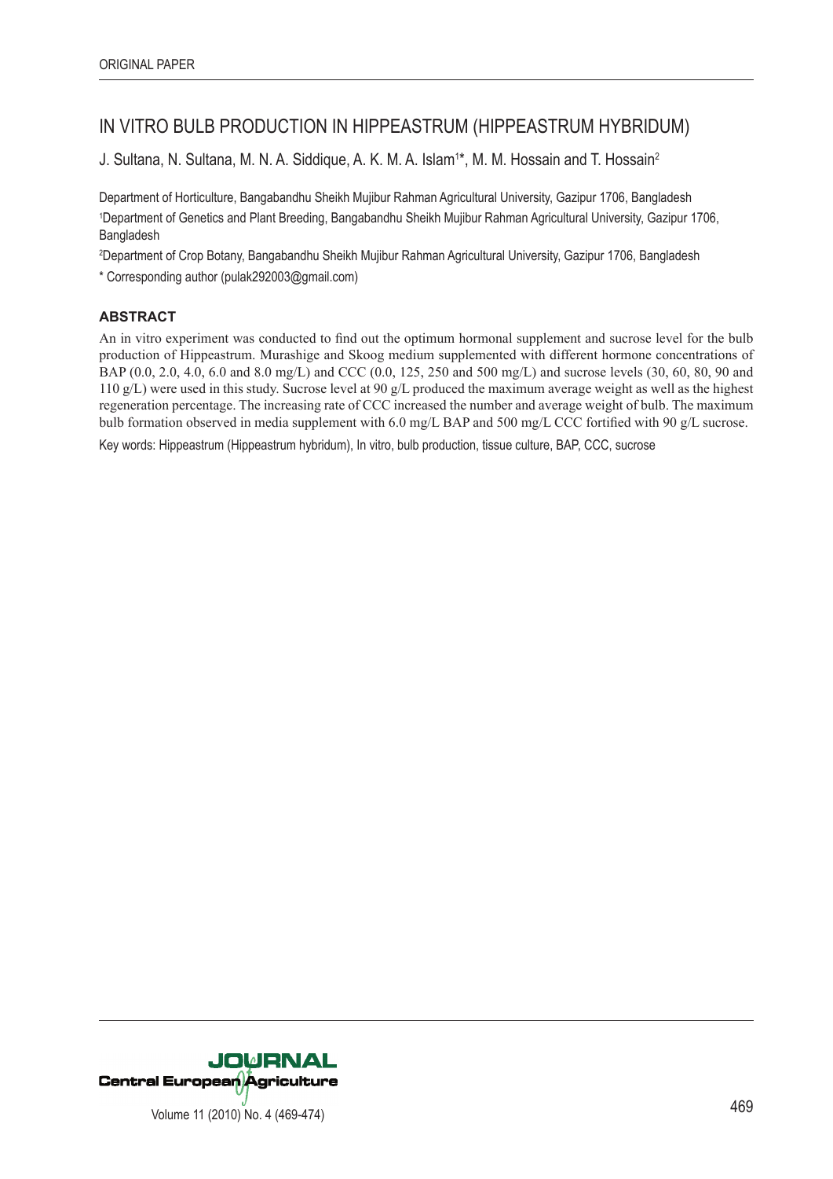ORIGINAL PAPER

# IN VITRO BULB PRODUCTION IN HIPPEASTRUM (HIPPEASTRUM HYBRIDUM)

J. Sultana, N. Sultana, M. N. A. Siddique, A. K. M. A. Islam[1]*, M. M. Hossain and T. Hossain[2]

Department of Horticulture, Bangabandhu Sheikh Mujibur Rahman Agricultural University, Gazipur 1706, Bangladesh

[1]Department of Genetics and Plant Breeding, Bangabandhu Sheikh Mujibur Rahman Agricultural University, Gazipur 1706, Bangladesh

[2]Department of Crop Botany, Bangabandhu Sheikh Mujibur Rahman Agricultural University, Gazipur 1706, Bangladesh

* Corresponding author (pulak292003@gmail.com)

## ABSTRACT

An in vitro experiment was conducted to find out the optimum hormonal supplement and sucrose level for the bulb production of Hippeastrum. Murashige and Skoog medium supplemented with different hormone concentrations of BAP (0.0, 2.0, 4.0, 6.0 and 8.0 mg/L) and CCC (0.0, 125, 250 and 500 mg/L) and sucrose levels (30, 60, 80, 90 and 110 g/L) were used in this study. Sucrose level at 90 g/L produced the maximum average weight as well as the highest regeneration percentage. The increasing rate of CCC increased the number and average weight of bulb. The maximum bulb formation observed in media supplement with 6.0 mg/L BAP and 500 mg/L CCC fortified with 90 g/L sucrose.

Key words: Hippeastrum (Hippeastrum hybridum), In vitro, bulb production, tissue culture, BAP, CCC, sucrose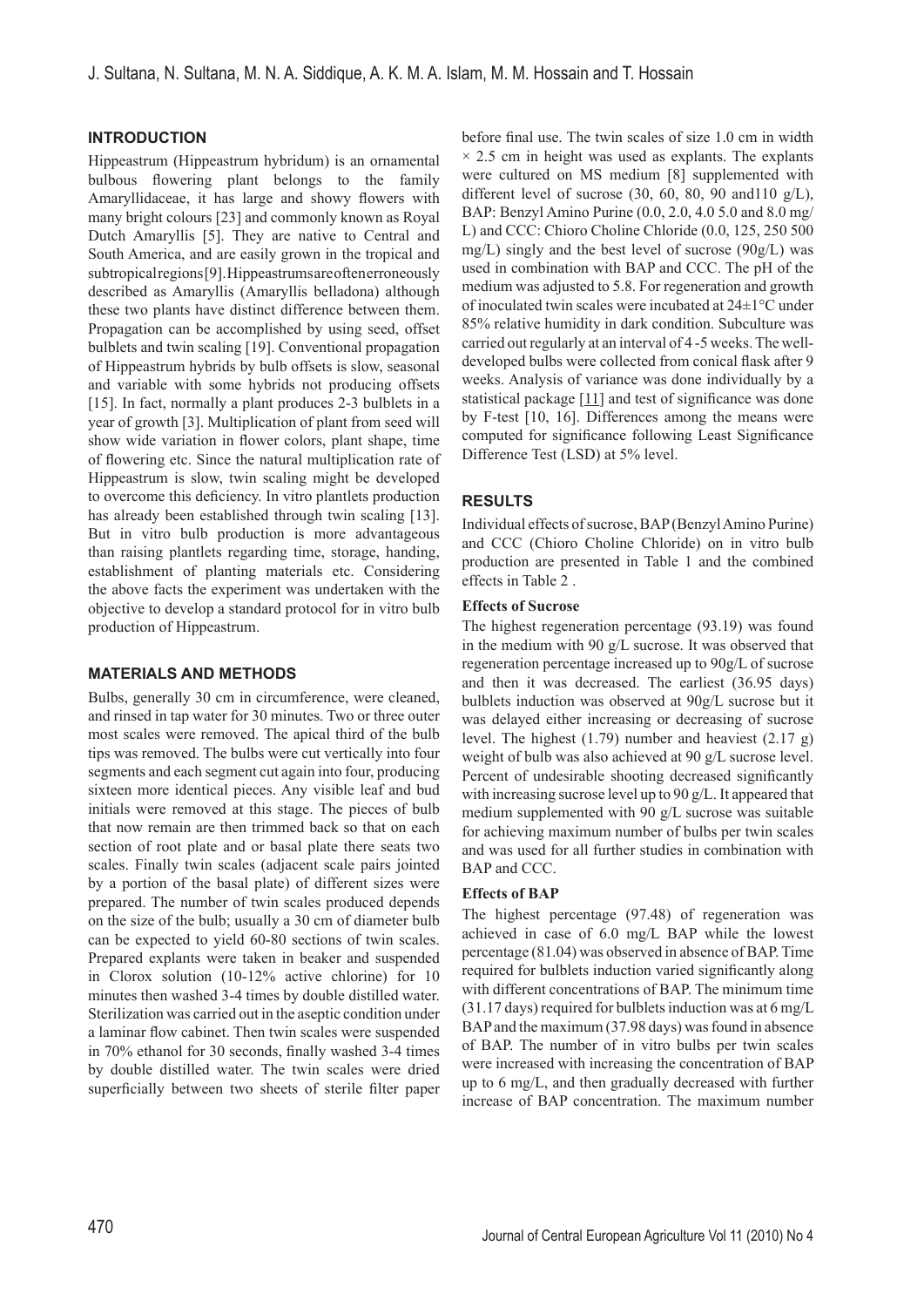## INTRODUCTION

Hippeastrum (Hippeastrum hybridum) is an ornamental bulbous flowering plant belongs to the family Amaryllidaceae, it has large and showy flowers with many bright colours [23] and commonly known as Royal Dutch Amaryllis [5]. They are native to Central and South America, and are easily grown in the tropical and subtropical regions [9]. Hippeastrums are often erroneously described as Amaryllis (Amaryllis belladona) although these two plants have distinct difference between them. Propagation can be accomplished by using seed, offset bulblets and twin scaling [19]. Conventional propagation of Hippeastrum hybrids by bulb offsets is slow, seasonal and variable with some hybrids not producing offsets [15]. In fact, normally a plant produces 2-3 bulblets in a year of growth [3]. Multiplication of plant from seed will show wide variation in flower colors, plant shape, time of flowering etc. Since the natural multiplication rate of Hippeastrum is slow, twin scaling might be developed to overcome this deficiency. In vitro plantlets production has already been established through twin scaling [13]. But in vitro bulb production is more advantageous than raising plantlets regarding time, storage, handing, establishment of planting materials etc. Considering the above facts the experiment was undertaken with the objective to develop a standard protocol for in vitro bulb production of Hippeastrum.

## MATERIALS AND METHODS

Bulbs, generally 30 cm in circumference, were cleaned, and rinsed in tap water for 30 minutes. Two or three outer most scales were removed. The apical third of the bulb tips was removed. The bulbs were cut vertically into four segments and each segment cut again into four, producing sixteen more identical pieces. Any visible leaf and bud initials were removed at this stage. The pieces of bulb that now remain are then trimmed back so that on each section of root plate and or basal plate there seats two scales. Finally twin scales (adjacent scale pairs jointed by a portion of the basal plate) of different sizes were prepared. The number of twin scales produced depends on the size of the bulb; usually a 30 cm of diameter bulb can be expected to yield 60-80 sections of twin scales. Prepared explants were taken in beaker and suspended in Clorox solution (10-12% active chlorine) for 10 minutes then washed 3-4 times by double distilled water. Sterilization was carried out in the aseptic condition under a laminar flow cabinet. Then twin scales were suspended in 70% ethanol for 30 seconds, finally washed 3-4 times by double distilled water. The twin scales were dried superficially between two sheets of sterile filter paper before final use. The twin scales of size 1.0 cm in width × 2.5 cm in height was used as explants. The explants were cultured on MS medium [8] supplemented with different level of sucrose (30, 60, 80, 90 and110 g/L), BAP: Benzyl Amino Purine (0.0, 2.0, 4.0 5.0 and 8.0 mg/L) and CCC: Chioro Choline Chloride (0.0, 125, 250 500 mg/L) singly and the best level of sucrose (90g/L) was used in combination with BAP and CCC. The pH of the medium was adjusted to 5.8. For regeneration and growth of inoculated twin scales were incubated at 24±1°C under 85% relative humidity in dark condition. Subculture was carried out regularly at an interval of 4 -5 weeks. The well-developed bulbs were collected from conical flask after 9 weeks. Analysis of variance was done individually by a statistical package [11] and test of significance was done by F-test [10, 16]. Differences among the means were computed for significance following Least Significance Difference Test (LSD) at 5% level.

## RESULTS

Individual effects of sucrose, BAP (Benzyl Amino Purine) and CCC (Chioro Choline Chloride) on in vitro bulb production are presented in Table 1 and the combined effects in Table 2 .

**Effects of Sucrose**

The highest regeneration percentage (93.19) was found in the medium with 90 g/L sucrose. It was observed that regeneration percentage increased up to 90g/L of sucrose and then it was decreased. The earliest (36.95 days) bulblets induction was observed at 90g/L sucrose but it was delayed either increasing or decreasing of sucrose level. The highest (1.79) number and heaviest (2.17 g) weight of bulb was also achieved at 90 g/L sucrose level. Percent of undesirable shooting decreased significantly with increasing sucrose level up to 90 g/L. It appeared that medium supplemented with 90 g/L sucrose was suitable for achieving maximum number of bulbs per twin scales and was used for all further studies in combination with BAP and CCC.

**Effects of BAP**

The highest percentage (97.48) of regeneration was achieved in case of 6.0 mg/L BAP while the lowest percentage (81.04) was observed in absence of BAP. Time required for bulblets induction varied significantly along with different concentrations of BAP. The minimum time (31.17 days) required for bulblets induction was at 6 mg/L BAP and the maximum (37.98 days) was found in absence of BAP. The number of in vitro bulbs per twin scales were increased with increasing the concentration of BAP up to 6 mg/L, and then gradually decreased with further increase of BAP concentration. The maximum number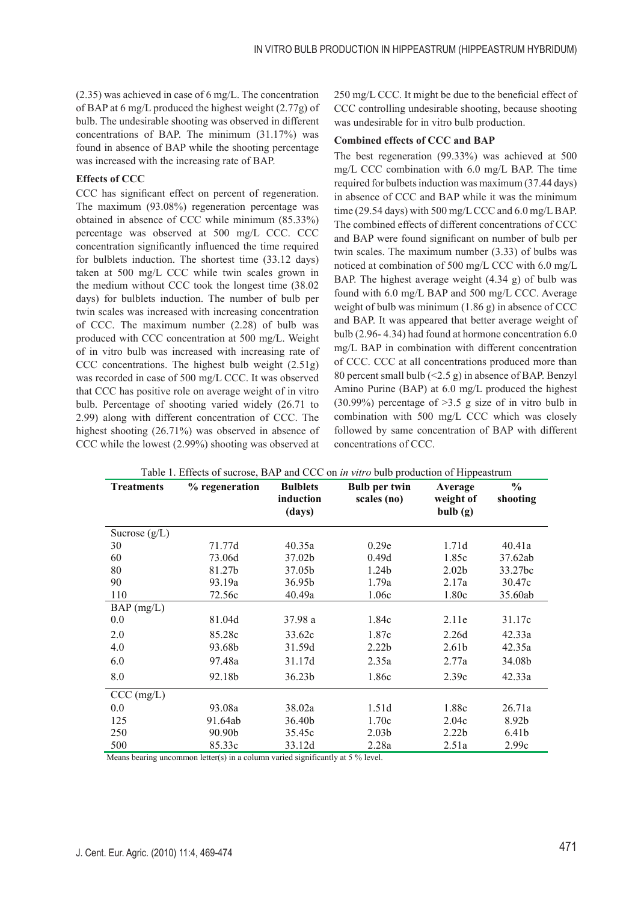(2.35) was achieved in case of 6 mg/L. The concentration of BAP at 6 mg/L produced the highest weight (2.77g) of bulb. The undesirable shooting was observed in different concentrations of BAP. The minimum (31.17%) was found in absence of BAP while the shooting percentage was increased with the increasing rate of BAP.

**Effects of CCC**

CCC has significant effect on percent of regeneration. The maximum (93.08%) regeneration percentage was obtained in absence of CCC while minimum (85.33%) percentage was observed at 500 mg/L CCC. CCC concentration significantly influenced the time required for bulblets induction. The shortest time (33.12 days) taken at 500 mg/L CCC while twin scales grown in the medium without CCC took the longest time (38.02 days) for bulblets induction. The number of bulb per twin scales was increased with increasing concentration of CCC. The maximum number (2.28) of bulb was produced with CCC concentration at 500 mg/L. Weight of in vitro bulb was increased with increasing rate of CCC concentrations. The highest bulb weight (2.51g) was recorded in case of 500 mg/L CCC. It was observed that CCC has positive role on average weight of in vitro bulb. Percentage of shooting varied widely (26.71 to 2.99) along with different concentration of CCC. The highest shooting (26.71%) was observed in absence of CCC while the lowest (2.99%) shooting was observed at 250 mg/L CCC. It might be due to the beneficial effect of CCC controlling undesirable shooting, because shooting was undesirable for in vitro bulb production.

**Combined effects of CCC and BAP**

The best regeneration (99.33%) was achieved at 500 mg/L CCC combination with 6.0 mg/L BAP. The time required for bulbets induction was maximum (37.44 days) in absence of CCC and BAP while it was the minimum time (29.54 days) with 500 mg/L CCC and 6.0 mg/L BAP. The combined effects of different concentrations of CCC and BAP were found significant on number of bulb per twin scales. The maximum number (3.33) of bulbs was noticed at combination of 500 mg/L CCC with 6.0 mg/L BAP. The highest average weight (4.34 g) of bulb was found with 6.0 mg/L BAP and 500 mg/L CCC. Average weight of bulb was minimum (1.86 g) in absence of CCC and BAP. It was appeared that better average weight of bulb (2.96- 4.34) had found at hormone concentration 6.0 mg/L BAP in combination with different concentration of CCC. CCC at all concentrations produced more than 80 percent small bulb (<2.5 g) in absence of BAP. Benzyl Amino Purine (BAP) at 6.0 mg/L produced the highest (30.99%) percentage of >3.5 g size of in vitro bulb in combination with 500 mg/L CCC which was closely followed by same concentration of BAP with different concentrations of CCC.

Table 1. Effects of sucrose, BAP and CCC on *in vitro* bulb production of Hippeastrum

| Treatments | % regeneration | Bulblets induction (days) | Bulb per twin scales (no) | Average weight of bulb (g) | % shooting |
|---|---|---|---|---|---|
| Sucrose (g/L) | | | | | |
| 30 | 71.77d | 40.35a | 0.29e | 1.71d | 40.41a |
| 60 | 73.06d | 37.02b | 0.49d | 1.85c | 37.62ab |
| 80 | 81.27b | 37.05b | 1.24b | 2.02b | 33.27bc |
| 90 | 93.19a | 36.95b | 1.79a | 2.17a | 30.47c |
| 110 | 72.56c | 40.49a | 1.06c | 1.80c | 35.60ab |
| BAP (mg/L) | | | | | |
| 0.0 | 81.04d | 37.98 a | 1.84c | 2.11e | 31.17c |
| 2.0 | 85.28c | 33.62c | 1.87c | 2.26d | 42.33a |
| 4.0 | 93.68b | 31.59d | 2.22b | 2.61b | 42.35a |
| 6.0 | 97.48a | 31.17d | 2.35a | 2.77a | 34.08b |
| 8.0 | 92.18b | 36.23b | 1.86c | 2.39c | 42.33a |
| CCC (mg/L) | | | | | |
| 0.0 | 93.08a | 38.02a | 1.51d | 1.88c | 26.71a |
| 125 | 91.64ab | 36.40b | 1.70c | 2.04c | 8.92b |
| 250 | 90.90b | 35.45c | 2.03b | 2.22b | 6.41b |
| 500 | 85.33c | 33.12d | 2.28a | 2.51a | 2.99c |

Means bearing uncommon letter(s) in a column varied significantly at 5 % level.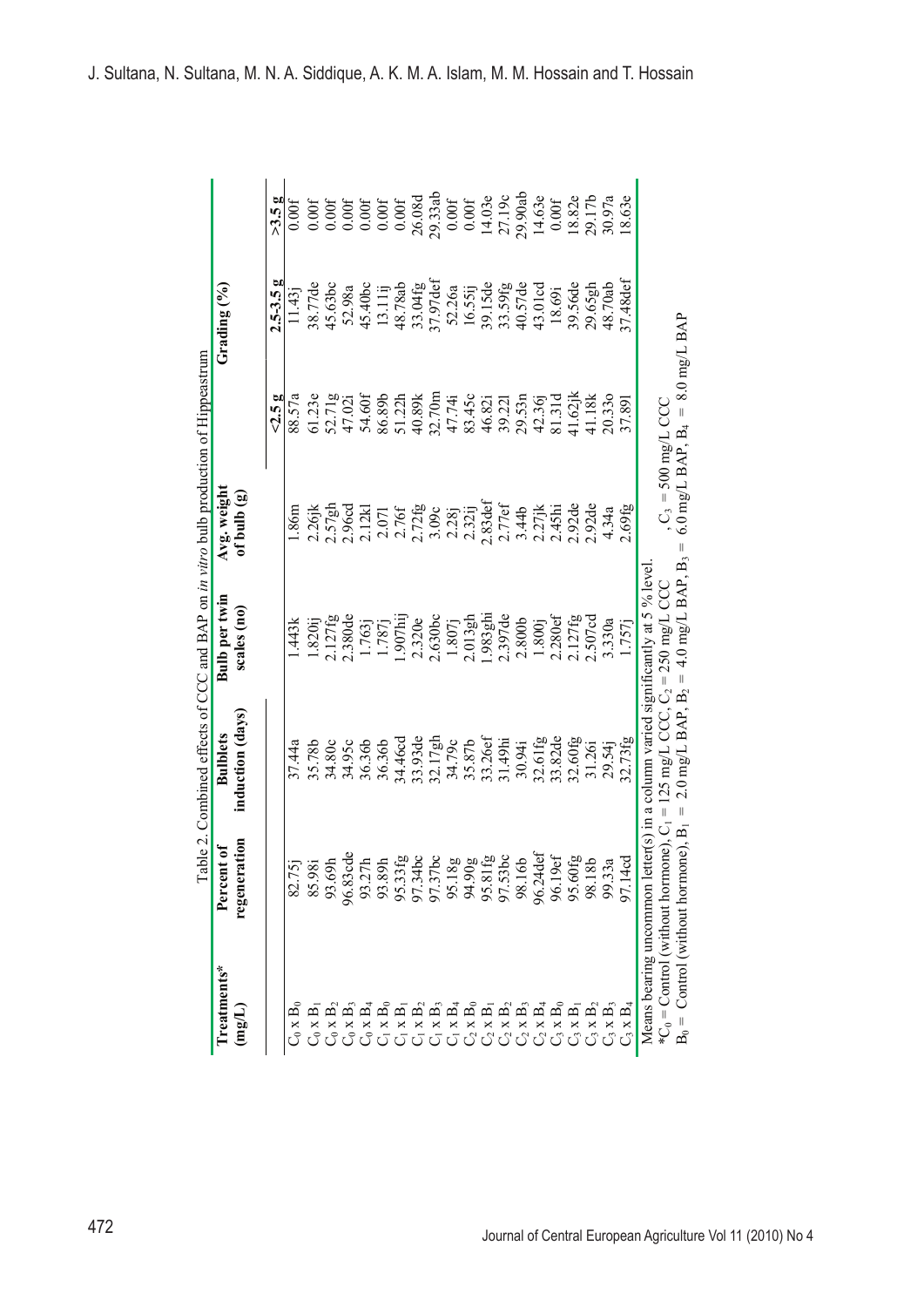Table 2. Combined effects of CCC and BAP on *in vitro* bulb production of Hippeastrum

| Treatments* (mg/L) | Percent of regeneration | Bulblets induction (days) | Bulb per twin scales (no) | Avg. weight of bulb (g) | Grading (%) | | |
|---|---|---|---|---|---|---|---|
| | | | | | <2.5 g | 2.5-3.5 g | >3.5 g |
| $C_0 \times B_0$ | 82.75j | 37.44a | 1.443k | 1.86m | 88.57a | 11.43j | 0.00f |
| $C_0 \times B_1$ | 85.98i | 35.78b | 1.820ij | 2.26jk | 61.23e | 38.77de | 0.00f |
| $C_0 \times B_2$ | 93.69h | 34.80c | 2.127fg | 2.57gh | 52.71g | 45.63bc | 0.00f |
| $C_0 \times B_3$ | 96.83cde | 34.95c | 2.380de | 2.96cd | 47.02i | 52.98a | 0.00f |
| $C_0 \times B_4$ | 93.27h | 36.36b | 1.763j | 2.12kl | 54.60f | 45.40bc | 0.00f |
| $C_1 \times B_0$ | 93.89h | 36.36b | 1.787j | 2.07l | 86.89b | 13.11ij | 0.00f |
| $C_1 \times B_1$ | 95.33fg | 34.46cd | 1.907hij | 2.76f | 51.22h | 48.78ab | 0.00f |
| $C_1 \times B_2$ | 97.34bc | 33.93de | 2.320e | 2.72fg | 40.89k | 33.04fg | 26.08d |
| $C_1 \times B_3$ | 97.37bc | 32.17gh | 2.630bc | 3.09c | 32.70m | 37.97def | 29.33ab |
| $C_1 \times B_4$ | 95.18g | 34.79c | 1.807j | 2.28j | 47.74i | 52.26a | 0.00f |
| $C_2 \times B_0$ | 94.90g | 35.87b | 2.013gh | 2.32ij | 83.45c | 16.55ij | 0.00f |
| $C_2 \times B_1$ | 95.81fg | 33.26ef | 1.983ghi | 2.83def | 46.82i | 39.15de | 14.03e |
| $C_2 \times B_2$ | 97.53bc | 31.49hi | 2.397de | 2.77ef | 39.22l | 33.59fg | 27.19c |
| $C_2 \times B_3$ | 98.16b | 30.94i | 2.800b | 3.44b | 29.53n | 40.57de | 29.90ab |
| $C_2 \times B_4$ | 96.24def | 32.61fg | 1.800j | 2.27jk | 42.36j | 43.01cd | 14.63e |
| $C_3 \times B_0$ | 96.19ef | 33.82de | 2.280ef | 2.45hi | 81.31d | 18.69i | 0.00f |
| $C_3 \times B_1$ | 95.60fg | 32.60fg | 2.127fg | 2.92de | 41.62jk | 39.56de | 18.82e |
| $C_3 \times B_2$ | 98.18b | 31.26i | 2.507cd | 2.92de | 41.18k | 29.65gh | 29.17b |
| $C_3 \times B_3$ | 99.33a | 29.54j | 3.330a | 4.34a | 20.33o | 48.70ab | 30.97a |
| $C_3 \times B_4$ | 97.14cd | 32.73fg | 1.757j | 2.69fg | 37.89l | 37.48def | 18.63e |

Means bearing uncommon letter(s) in a column varied significantly at 5 % level.

*$C_0$ = Control (without hormone), $C_1$ = 125 mg/L CCC, $C_2$ = 250 mg/L CCC, $C_3$ = 500 mg/L CCC

$B_0$ = Control (without hormone), $B_1$ = 2.0 mg/L BAP, $B_2$ = 4.0 mg/L BAP, $B_3$ = 6.0 mg/L BAP, $B_4$ = 8.0 mg/L BAP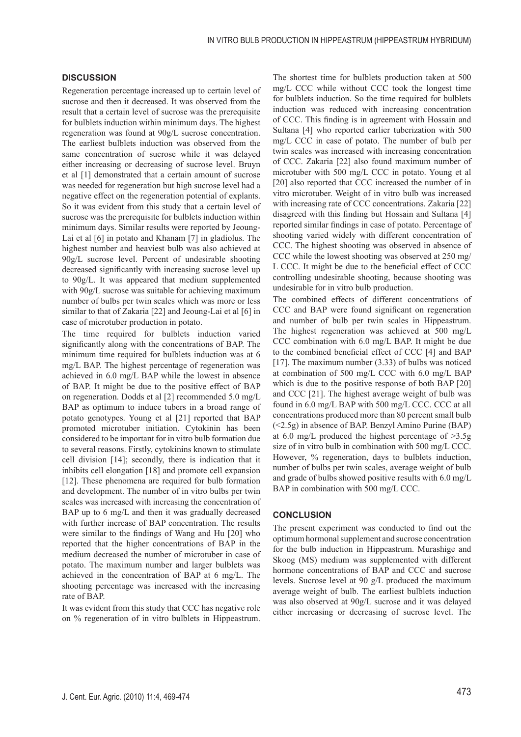## DISCUSSION

Regeneration percentage increased up to certain level of sucrose and then it decreased. It was observed from the result that a certain level of sucrose was the prerequisite for bulblets induction within minimum days. The highest regeneration was found at 90g/L sucrose concentration. The earliest bulblets induction was observed from the same concentration of sucrose while it was delayed either increasing or decreasing of sucrose level. Bruyn et al [1] demonstrated that a certain amount of sucrose was needed for regeneration but high sucrose level had a negative effect on the regeneration potential of explants. So it was evident from this study that a certain level of sucrose was the prerequisite for bulblets induction within minimum days. Similar results were reported by Jeoung-Lai et al [6] in potato and Khanam [7] in gladiolus. The highest number and heaviest bulb was also achieved at 90g/L sucrose level. Percent of undesirable shooting decreased significantly with increasing sucrose level up to 90g/L. It was appeared that medium supplemented with 90g/L sucrose was suitable for achieving maximum number of bulbs per twin scales which was more or less similar to that of Zakaria [22] and Jeoung-Lai et al [6] in case of microtuber production in potato.

The time required for bulblets induction varied significantly along with the concentrations of BAP. The minimum time required for bulblets induction was at 6 mg/L BAP. The highest percentage of regeneration was achieved in 6.0 mg/L BAP while the lowest in absence of BAP. It might be due to the positive effect of BAP on regeneration. Dodds et al [2] recommended 5.0 mg/L BAP as optimum to induce tubers in a broad range of potato genotypes. Young et al [21] reported that BAP promoted microtuber initiation. Cytokinin has been considered to be important for in vitro bulb formation due to several reasons. Firstly, cytokinins known to stimulate cell division [14]; secondly, there is indication that it inhibits cell elongation [18] and promote cell expansion [12]. These phenomena are required for bulb formation and development. The number of in vitro bulbs per twin scales was increased with increasing the concentration of BAP up to 6 mg/L and then it was gradually decreased with further increase of BAP concentration. The results were similar to the findings of Wang and Hu [20] who reported that the higher concentrations of BAP in the medium decreased the number of microtuber in case of potato. The maximum number and larger bulblets was achieved in the concentration of BAP at 6 mg/L. The shooting percentage was increased with the increasing rate of BAP.

It was evident from this study that CCC has negative role on % regeneration of in vitro bulblets in Hippeastrum. The shortest time for bulblets production taken at 500 mg/L CCC while without CCC took the longest time for bulblets induction. So the time required for bulblets induction was reduced with increasing concentration of CCC. This finding is in agreement with Hossain and Sultana [4] who reported earlier tuberization with 500 mg/L CCC in case of potato. The number of bulb per twin scales was increased with increasing concentration of CCC. Zakaria [22] also found maximum number of microtuber with 500 mg/L CCC in potato. Young et al [20] also reported that CCC increased the number of in vitro microtuber. Weight of in vitro bulb was increased with increasing rate of CCC concentrations. Zakaria [22] disagreed with this finding but Hossain and Sultana [4] reported similar findings in case of potato. Percentage of shooting varied widely with different concentration of CCC. The highest shooting was observed in absence of CCC while the lowest shooting was observed at 250 mg/L CCC. It might be due to the beneficial effect of CCC controlling undesirable shooting, because shooting was undesirable for in vitro bulb production.

The combined effects of different concentrations of CCC and BAP were found significant on regeneration and number of bulb per twin scales in Hippeastrum. The highest regeneration was achieved at 500 mg/L CCC combination with 6.0 mg/L BAP. It might be due to the combined beneficial effect of CCC [4] and BAP [17]. The maximum number (3.33) of bulbs was noticed at combination of 500 mg/L CCC with 6.0 mg/L BAP which is due to the positive response of both BAP [20] and CCC [21]. The highest average weight of bulb was found in 6.0 mg/L BAP with 500 mg/L CCC. CCC at all concentrations produced more than 80 percent small bulb (<2.5g) in absence of BAP. Benzyl Amino Purine (BAP) at 6.0 mg/L produced the highest percentage of >3.5g size of in vitro bulb in combination with 500 mg/L CCC. However, % regeneration, days to bulblets induction, number of bulbs per twin scales, average weight of bulb and grade of bulbs showed positive results with 6.0 mg/L BAP in combination with 500 mg/L CCC.

## CONCLUSION

The present experiment was conducted to find out the optimum hormonal supplement and sucrose concentration for the bulb induction in Hippeastrum. Murashige and Skoog (MS) medium was supplemented with different hormone concentrations of BAP and CCC and sucrose levels. Sucrose level at 90 g/L produced the maximum average weight of bulb. The earliest bulblets induction was also observed at 90g/L sucrose and it was delayed either increasing or decreasing of sucrose level. The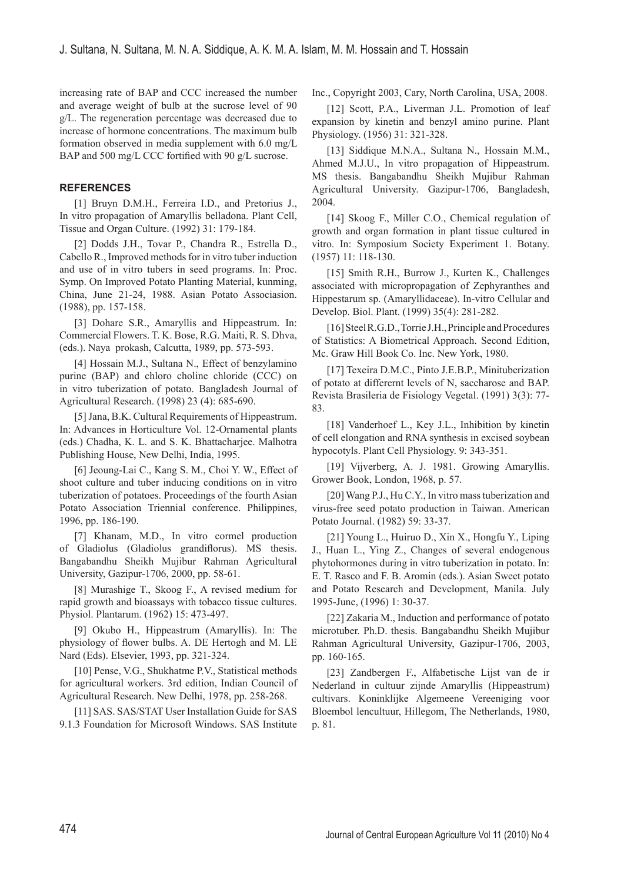increasing rate of BAP and CCC increased the number and average weight of bulb at the sucrose level of 90 g/L. The regeneration percentage was decreased due to increase of hormone concentrations. The maximum bulb formation observed in media supplement with 6.0 mg/L BAP and 500 mg/L CCC fortified with 90 g/L sucrose.

## REFERENCES

[1] Bruyn D.M.H., Ferreira I.D., and Pretorius J., In vitro propagation of Amaryllis belladona. Plant Cell, Tissue and Organ Culture. (1992) 31: 179-184.

[2] Dodds J.H., Tovar P., Chandra R., Estrella D., Cabello R., Improved methods for in vitro tuber induction and use of in vitro tubers in seed programs. In: Proc. Symp. On Improved Potato Planting Material, kunming, China, June 21-24, 1988. Asian Potato Associasion. (1988), pp. 157-158.

[3] Dohare S.R., Amaryllis and Hippeastrum. In: Commercial Flowers. T. K. Bose, R.G. Maiti, R. S. Dhva, (eds.). Naya prokash, Calcutta, 1989, pp. 573-593.

[4] Hossain M.J., Sultana N., Effect of benzylamino purine (BAP) and chloro choline chloride (CCC) on in vitro tuberization of potato. Bangladesh Journal of Agricultural Research. (1998) 23 (4): 685-690.

[5] Jana, B.K. Cultural Requirements of Hippeastrum. In: Advances in Horticulture Vol. 12-Ornamental plants (eds.) Chadha, K. L. and S. K. Bhattacharjee. Malhotra Publishing House, New Delhi, India, 1995.

[6] Jeoung-Lai C., Kang S. M., Choi Y. W., Effect of shoot culture and tuber inducing conditions on in vitro tuberization of potatoes. Proceedings of the fourth Asian Potato Association Triennial conference. Philippines, 1996, pp. 186-190.

[7] Khanam, M.D., In vitro cormel production of Gladiolus (Gladiolus grandiflorus). MS thesis. Bangabandhu Sheikh Mujibur Rahman Agricultural University, Gazipur-1706, 2000, pp. 58-61.

[8] Murashige T., Skoog F., A revised medium for rapid growth and bioassays with tobacco tissue cultures. Physiol. Plantarum. (1962) 15: 473-497.

[9] Okubo H., Hippeastrum (Amaryllis). In: The physiology of flower bulbs. A. DE Hertogh and M. LE Nard (Eds). Elsevier, 1993, pp. 321-324.

[10] Pense, V.G., Shukhatme P.V., Statistical methods for agricultural workers. 3rd edition, Indian Council of Agricultural Research. New Delhi, 1978, pp. 258-268.

[11] SAS. SAS/STAT User Installation Guide for SAS 9.1.3 Foundation for Microsoft Windows. SAS Institute Inc., Copyright 2003, Cary, North Carolina, USA, 2008.

[12] Scott, P.A., Liverman J.L. Promotion of leaf expansion by kinetin and benzyl amino purine. Plant Physiology. (1956) 31: 321-328.

[13] Siddique M.N.A., Sultana N., Hossain M.M., Ahmed M.J.U., In vitro propagation of Hippeastrum. MS thesis. Bangabandhu Sheikh Mujibur Rahman Agricultural University. Gazipur-1706, Bangladesh, 2004.

[14] Skoog F., Miller C.O., Chemical regulation of growth and organ formation in plant tissue cultured in vitro. In: Symposium Society Experiment 1. Botany. (1957) 11: 118-130.

[15] Smith R.H., Burrow J., Kurten K., Challenges associated with micropropagation of Zephyranthes and Hippestarum sp. (Amaryllidaceae). In-vitro Cellular and Develop. Biol. Plant. (1999) 35(4): 281-282.

[16] Steel R.G.D., Torrie J.H., Principle and Procedures of Statistics: A Biometrical Approach. Second Edition, Mc. Graw Hill Book Co. Inc. New York, 1980.

[17] Texeira D.M.C., Pinto J.E.B.P., Minituberization of potato at differernt levels of N, saccharose and BAP. Revista Brasileria de Fisiology Vegetal. (1991) 3(3): 77-83.

[18] Vanderhoef L., Key J.L., Inhibition by kinetin of cell elongation and RNA synthesis in excised soybean hypocotyls. Plant Cell Physiology. 9: 343-351.

[19] Vijverberg, A. J. 1981. Growing Amaryllis. Grower Book, London, 1968, p. 57.

[20] Wang P.J., Hu C.Y., In vitro mass tuberization and virus-free seed potato production in Taiwan. American Potato Journal. (1982) 59: 33-37.

[21] Young L., Huiruo D., Xin X., Hongfu Y., Liping J., Huan L., Ying Z., Changes of several endogenous phytohormones during in vitro tuberization in potato. In: E. T. Rasco and F. B. Aromin (eds.). Asian Sweet potato and Potato Research and Development, Manila. July 1995-June, (1996) 1: 30-37.

[22] Zakaria M., Induction and performance of potato microtuber. Ph.D. thesis. Bangabandhu Sheikh Mujibur Rahman Agricultural University, Gazipur-1706, 2003, pp. 160-165.

[23] Zandbergen F., Alfabetische Lijst van de ir Nederland in cultuur zijnde Amaryllis (Hippeastrum) cultivars. Koninklijke Algemeene Vereeniging voor Bloembol lencultuur, Hillegom, The Netherlands, 1980, p. 81.